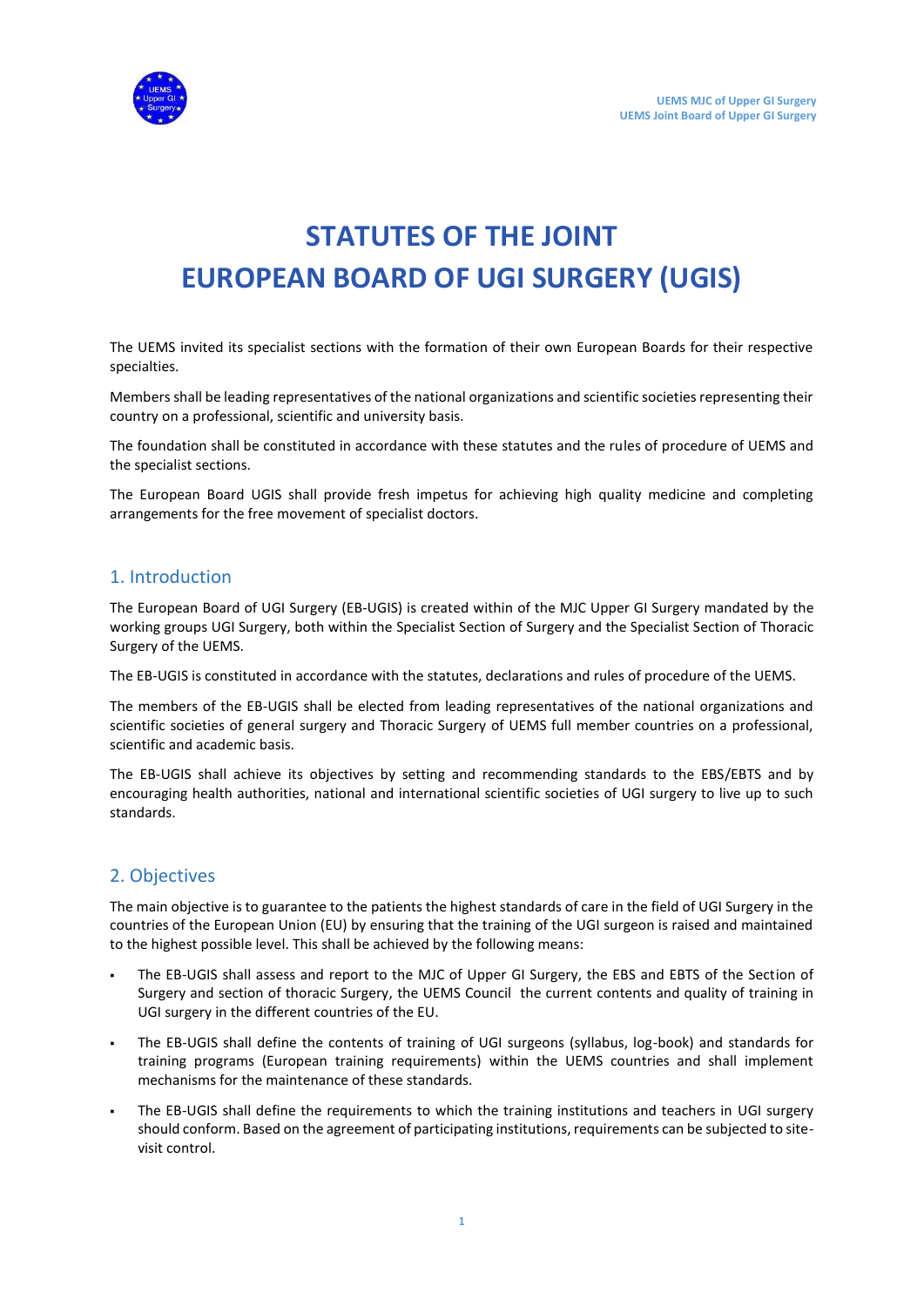# STATUTES OF THE JOINT EUROPEAN BOARD OF UGI SURGERY (UGIS)

The UEMS invited its specialist sections with the formation of their own European Boards for their respective specialties.

Members shall be leading representatives of the national organizations and scientific societies representing their country on a professional, scientific and university basis.

The foundation shall be constituted in accordance with these statutes and the rules of procedure of UEMS and the specialist sections.

The European Board UGIS shall provide fresh impetus for achieving high quality medicine and completing arrangements for the free movement of specialist doctors.

## 1. Introduction

The European Board of UGI Surgery (EB-UGIS) is created within of the MJC Upper GI Surgery mandated by the working groups UGI Surgery, both within the Specialist Section of Surgery and the Specialist Section of Thoracic Surgery of the UEMS.

The EB-UGIS is constituted in accordance with the statutes, declarations and rules of procedure of the UEMS.

The members of the EB-UGIS shall be elected from leading representatives of the national organizations and scientific societies of general surgery and Thoracic Surgery of UEMS full member countries on a professional, scientific and academic basis.

The EB-UGIS shall achieve its objectives by setting and recommending standards to the EBS/EBTS and by encouraging health authorities, national and international scientific societies of UGI surgery to live up to such standards.

## 2. Objectives

The main objective is to guarantee to the patients the highest standards of care in the field of UGI Surgery in the countries of the European Union (EU) by ensuring that the training of the UGI surgeon is raised and maintained to the highest possible level. This shall be achieved by the following means:

- The EB-UGIS shall assess and report to the MJC of Upper GI Surgery, the EBS and EBTS of the Section of Surgery and section of thoracic Surgery, the UEMS Council the current contents and quality of training in UGI surgery in the different countries of the EU.
- The EB-UGIS shall define the contents of training of UGI surgeons (syllabus, log-book) and standards for training programs (European training requirements) within the UEMS countries and shall implement mechanisms for the maintenance of these standards.
- The EB-UGIS shall define the requirements to which the training institutions and teachers in UGI surgery should conform. Based on the agreement of participating institutions, requirements can be subjected to site-visit control.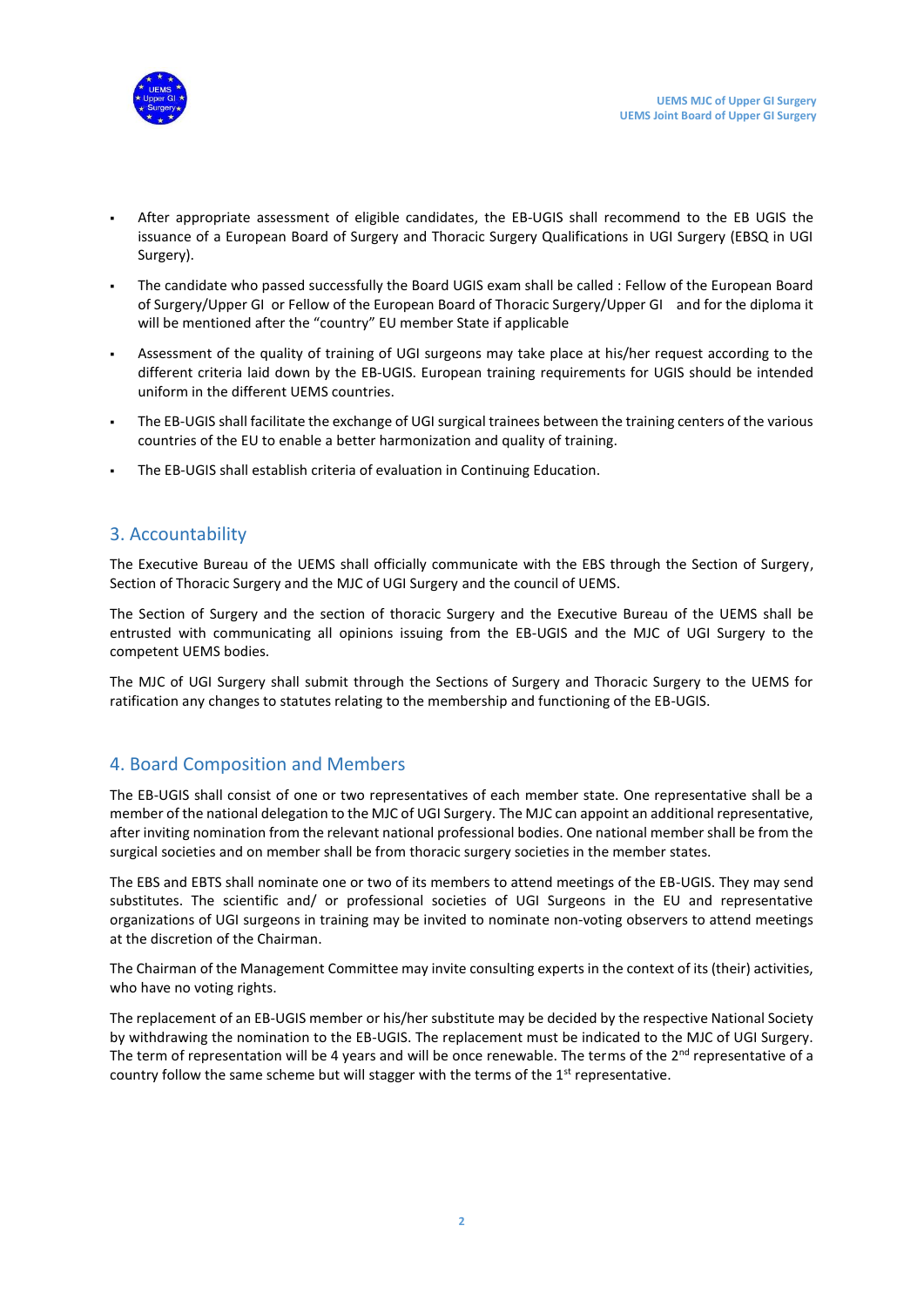- After appropriate assessment of eligible candidates, the EB-UGIS shall recommend to the EB UGIS the issuance of a European Board of Surgery and Thoracic Surgery Qualifications in UGI Surgery (EBSQ in UGI Surgery).
- The candidate who passed successfully the Board UGIS exam shall be called : Fellow of the European Board of Surgery/Upper GI or Fellow of the European Board of Thoracic Surgery/Upper GI and for the diploma it will be mentioned after the "country" EU member State if applicable
- Assessment of the quality of training of UGI surgeons may take place at his/her request according to the different criteria laid down by the EB-UGIS. European training requirements for UGIS should be intended uniform in the different UEMS countries.
- The EB-UGIS shall facilitate the exchange of UGI surgical trainees between the training centers of the various countries of the EU to enable a better harmonization and quality of training.
- The EB-UGIS shall establish criteria of evaluation in Continuing Education.

## 3. Accountability

The Executive Bureau of the UEMS shall officially communicate with the EBS through the Section of Surgery, Section of Thoracic Surgery and the MJC of UGI Surgery and the council of UEMS.

The Section of Surgery and the section of thoracic Surgery and the Executive Bureau of the UEMS shall be entrusted with communicating all opinions issuing from the EB-UGIS and the MJC of UGI Surgery to the competent UEMS bodies.

The MJC of UGI Surgery shall submit through the Sections of Surgery and Thoracic Surgery to the UEMS for ratification any changes to statutes relating to the membership and functioning of the EB-UGIS.

## 4. Board Composition and Members

The EB-UGIS shall consist of one or two representatives of each member state. One representative shall be a member of the national delegation to the MJC of UGI Surgery. The MJC can appoint an additional representative, after inviting nomination from the relevant national professional bodies. One national member shall be from the surgical societies and on member shall be from thoracic surgery societies in the member states.

The EBS and EBTS shall nominate one or two of its members to attend meetings of the EB-UGIS. They may send substitutes. The scientific and/ or professional societies of UGI Surgeons in the EU and representative organizations of UGI surgeons in training may be invited to nominate non-voting observers to attend meetings at the discretion of the Chairman.

The Chairman of the Management Committee may invite consulting experts in the context of its (their) activities, who have no voting rights.

The replacement of an EB-UGIS member or his/her substitute may be decided by the respective National Society by withdrawing the nomination to the EB-UGIS. The replacement must be indicated to the MJC of UGI Surgery. The term of representation will be 4 years and will be once renewable. The terms of the 2nd representative of a country follow the same scheme but will stagger with the terms of the 1st representative.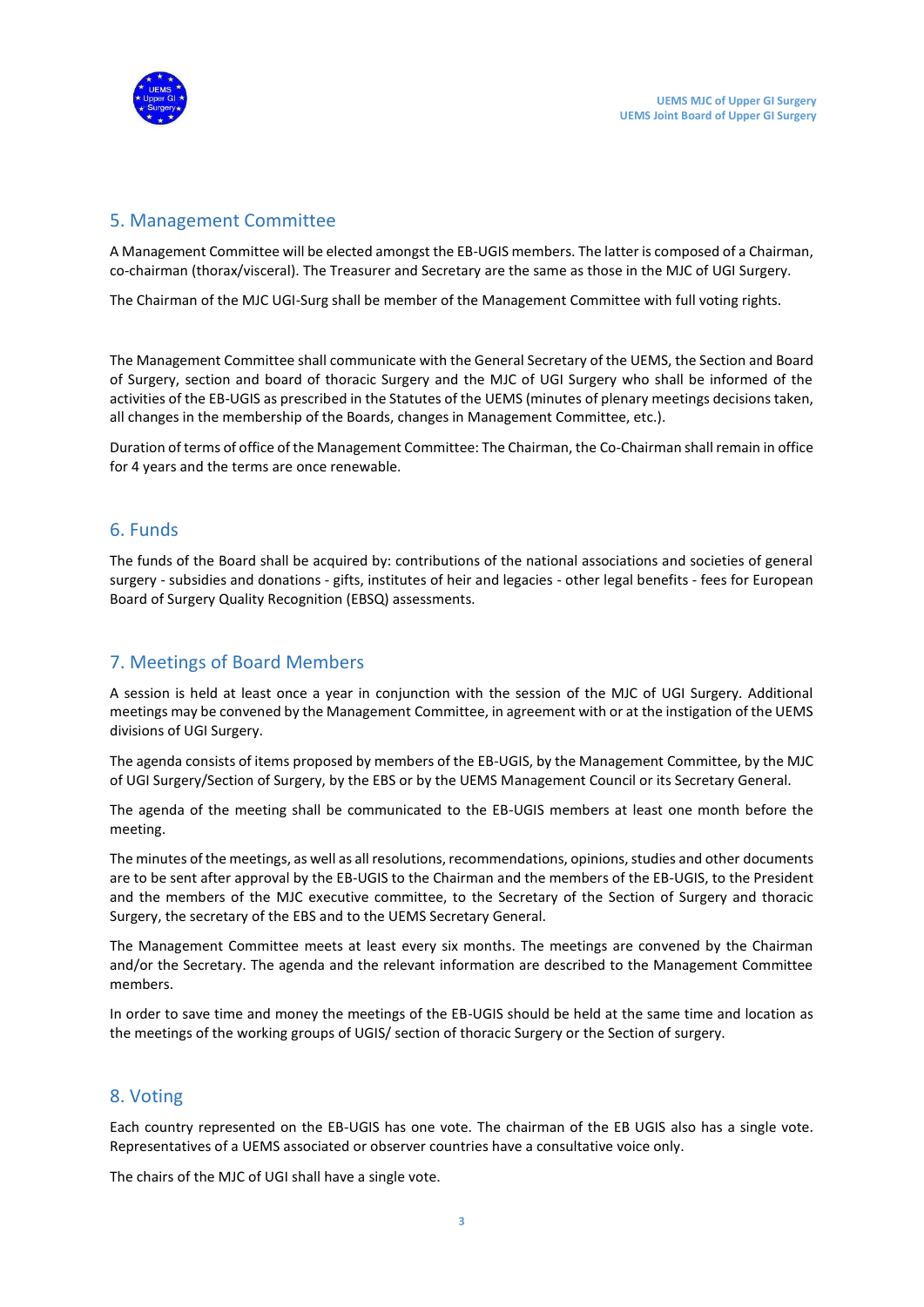## 5. Management Committee

A Management Committee will be elected amongst the EB-UGIS members. The latter is composed of a Chairman, co-chairman (thorax/visceral). The Treasurer and Secretary are the same as those in the MJC of UGI Surgery.

The Chairman of the MJC UGI-Surg shall be member of the Management Committee with full voting rights.

The Management Committee shall communicate with the General Secretary of the UEMS, the Section and Board of Surgery, section and board of thoracic Surgery and the MJC of UGI Surgery who shall be informed of the activities of the EB-UGIS as prescribed in the Statutes of the UEMS (minutes of plenary meetings decisions taken, all changes in the membership of the Boards, changes in Management Committee, etc.).

Duration of terms of office of the Management Committee: The Chairman, the Co-Chairman shall remain in office for 4 years and the terms are once renewable.

## 6. Funds

The funds of the Board shall be acquired by: contributions of the national associations and societies of general surgery - subsidies and donations - gifts, institutes of heir and legacies - other legal benefits - fees for European Board of Surgery Quality Recognition (EBSQ) assessments.

## 7. Meetings of Board Members

A session is held at least once a year in conjunction with the session of the MJC of UGI Surgery. Additional meetings may be convened by the Management Committee, in agreement with or at the instigation of the UEMS divisions of UGI Surgery.

The agenda consists of items proposed by members of the EB-UGIS, by the Management Committee, by the MJC of UGI Surgery/Section of Surgery, by the EBS or by the UEMS Management Council or its Secretary General.

The agenda of the meeting shall be communicated to the EB-UGIS members at least one month before the meeting.

The minutes of the meetings, as well as all resolutions, recommendations, opinions, studies and other documents are to be sent after approval by the EB-UGIS to the Chairman and the members of the EB-UGIS, to the President and the members of the MJC executive committee, to the Secretary of the Section of Surgery and thoracic Surgery, the secretary of the EBS and to the UEMS Secretary General.

The Management Committee meets at least every six months. The meetings are convened by the Chairman and/or the Secretary. The agenda and the relevant information are described to the Management Committee members.

In order to save time and money the meetings of the EB-UGIS should be held at the same time and location as the meetings of the working groups of UGIS/ section of thoracic Surgery or the Section of surgery.

## 8. Voting

Each country represented on the EB-UGIS has one vote. The chairman of the EB UGIS also has a single vote. Representatives of a UEMS associated or observer countries have a consultative voice only.

The chairs of the MJC of UGI shall have a single vote.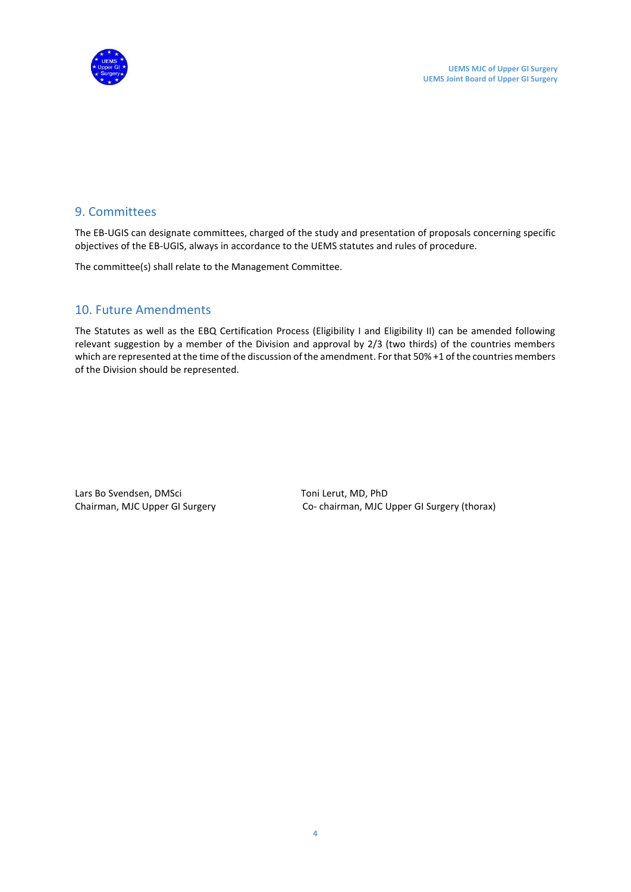## 9. Committees

The EB-UGIS can designate committees, charged of the study and presentation of proposals concerning specific objectives of the EB-UGIS, always in accordance to the UEMS statutes and rules of procedure.

The committee(s) shall relate to the Management Committee.

## 10. Future Amendments

The Statutes as well as the EBQ Certification Process (Eligibility I and Eligibility II) can be amended following relevant suggestion by a member of the Division and approval by 2/3 (two thirds) of the countries members which are represented at the time of the discussion of the amendment. For that 50% +1 of the countries members of the Division should be represented.

Lars Bo Svendsen, DMSci
Chairman, MJC Upper GI Surgery

Toni Lerut, MD, PhD
Co- chairman, MJC Upper GI Surgery (thorax)